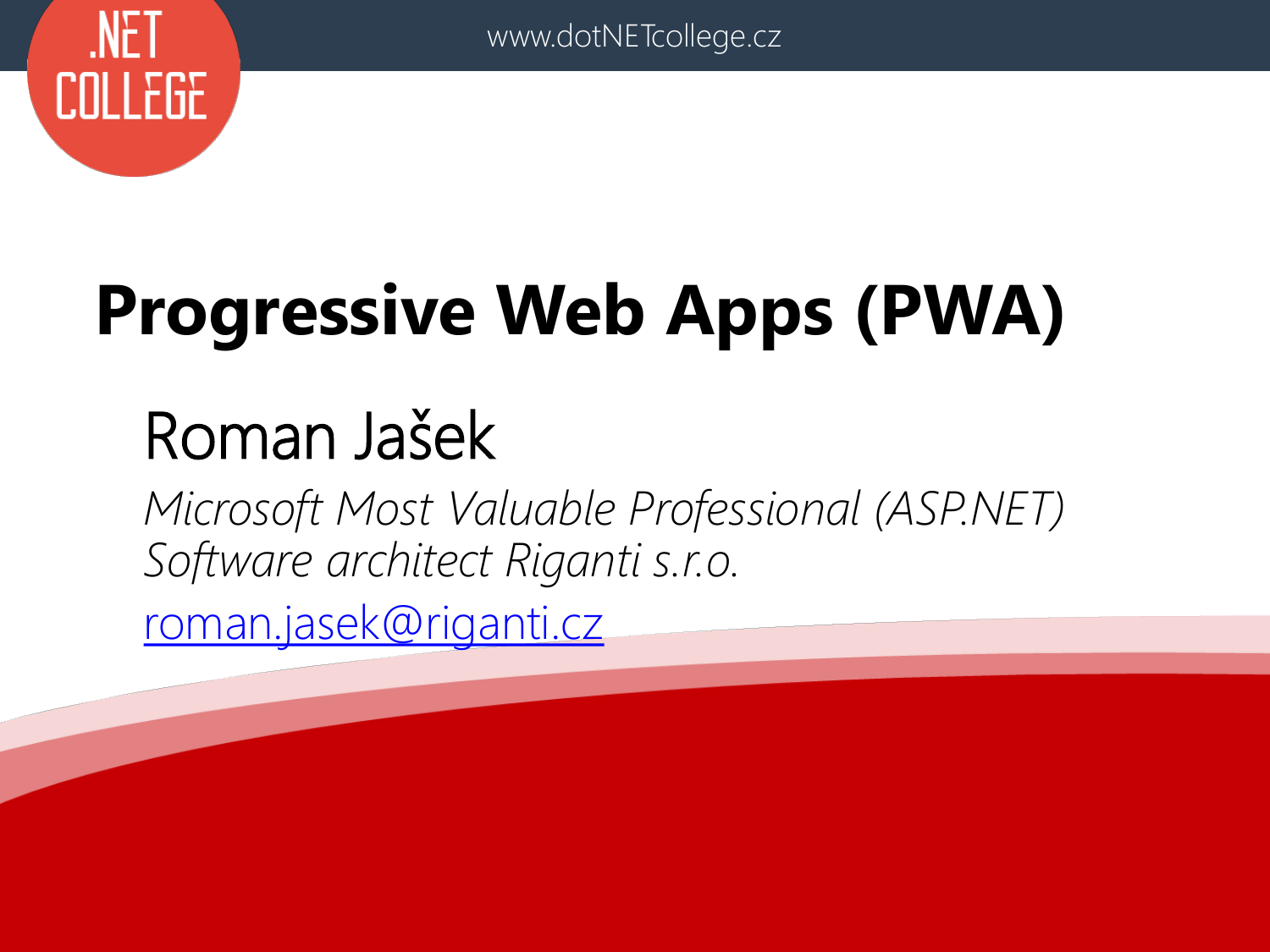# Progressive Web Apps (PWA)

Roman Jašek

*Microsoft Most Valuable Professional (ASP.NET)*
*Software architect Riganti s.r.o.*

roman.jasek@riganti.cz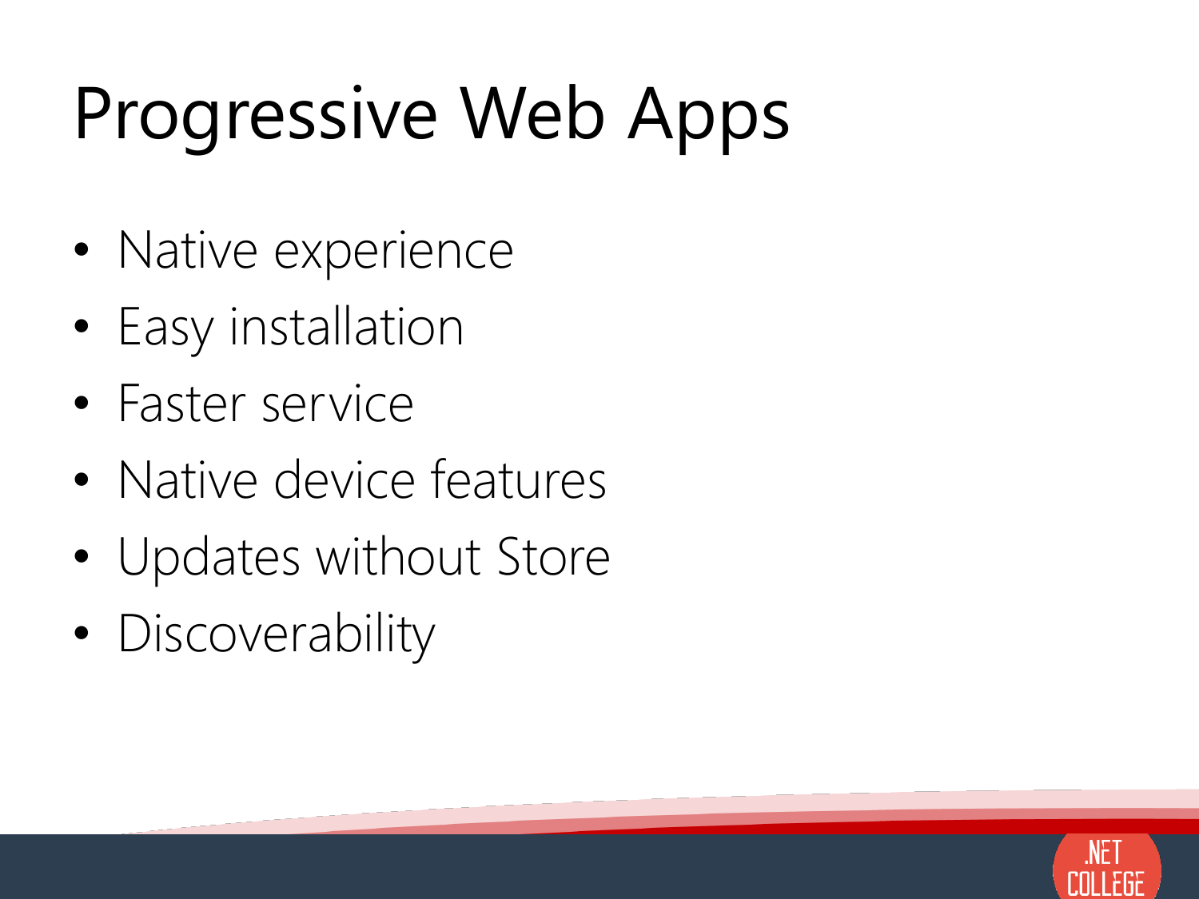# Progressive Web Apps

- Native experience
- Easy installation
- Faster service
- Native device features
- Updates without Store
- Discoverability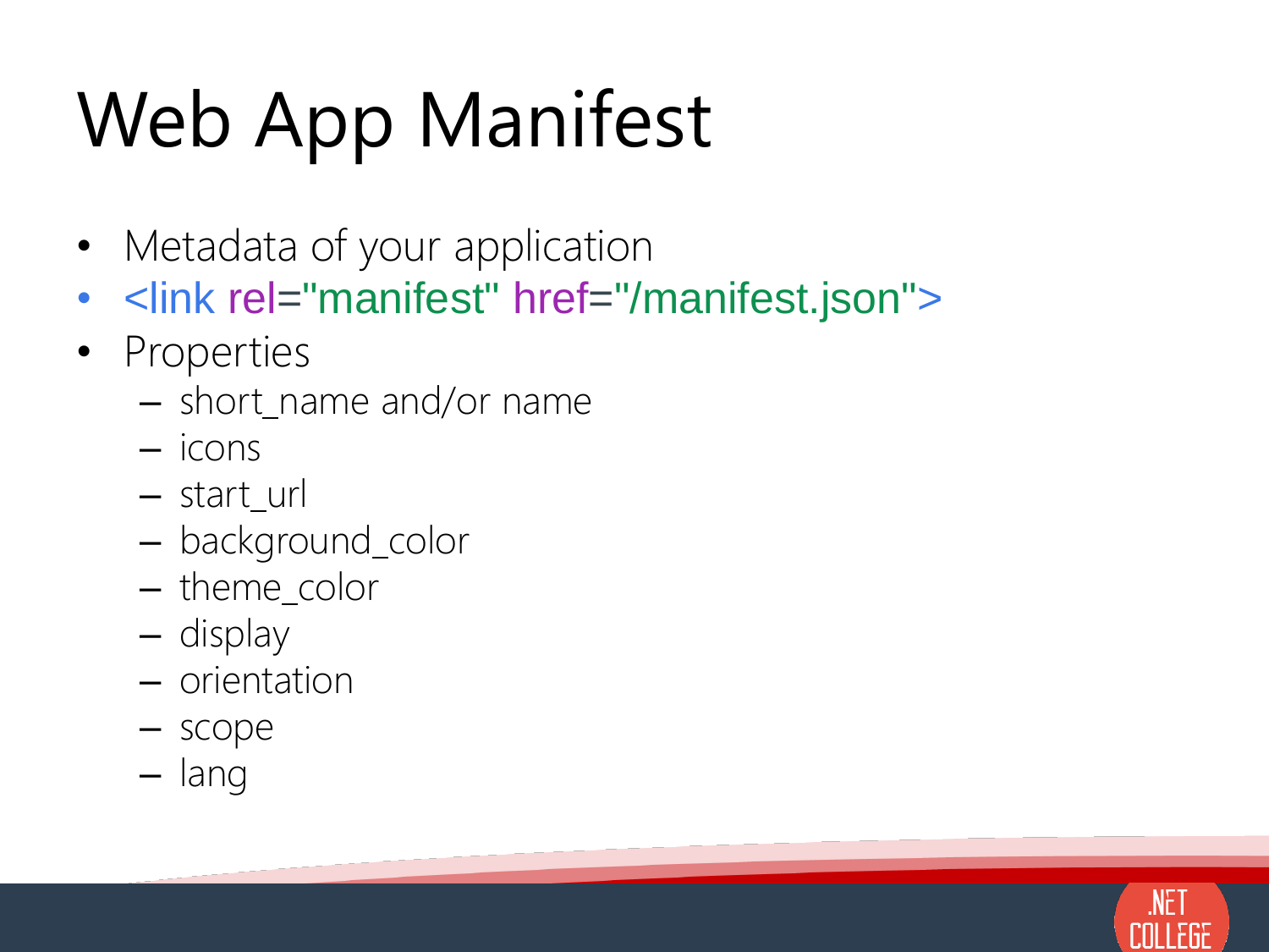# Web App Manifest

- Metadata of your application
- `<link rel="manifest" href="/manifest.json">`
- Properties
  - short_name and/or name
  - icons
  - start_url
  - background_color
  - theme_color
  - display
  - orientation
  - scope
  - lang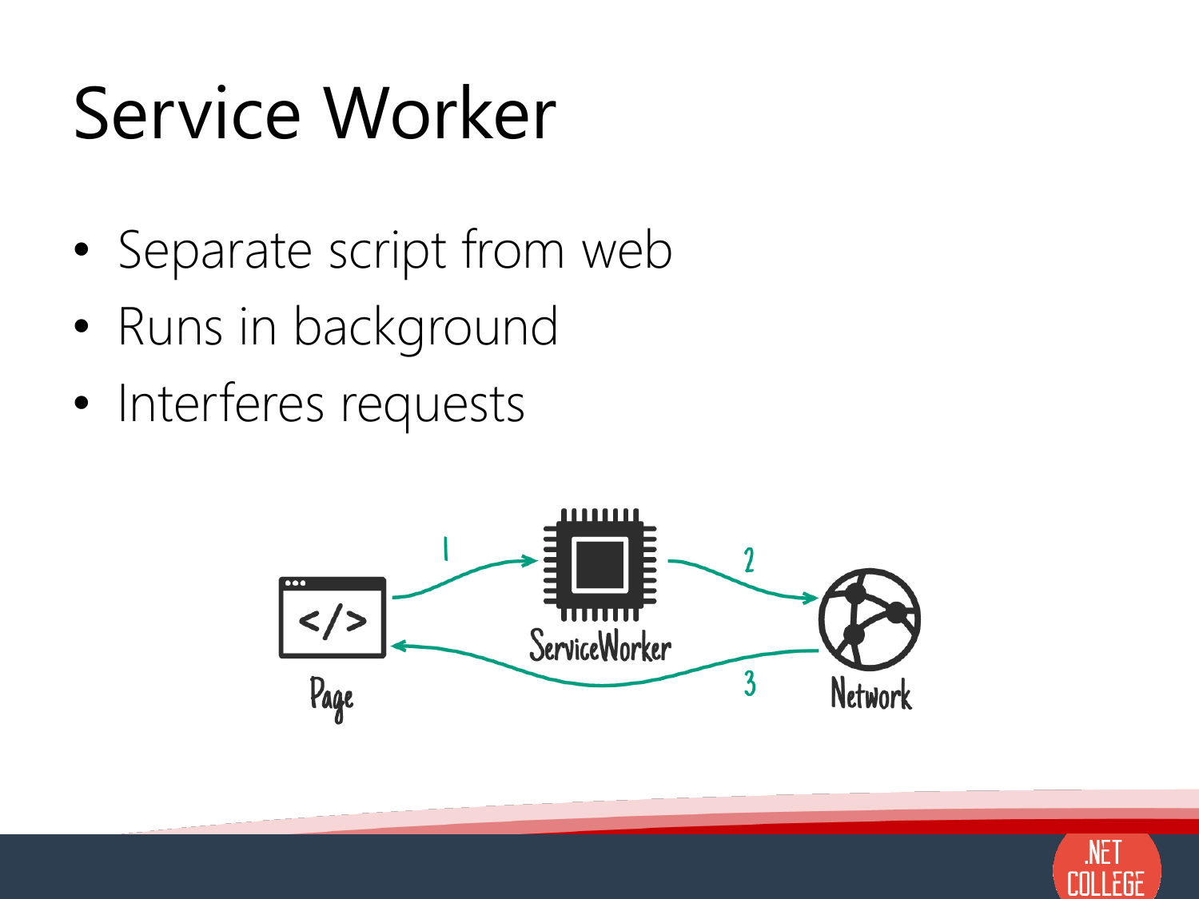# Service Worker

- Separate script from web
- Runs in background
- Interferes requests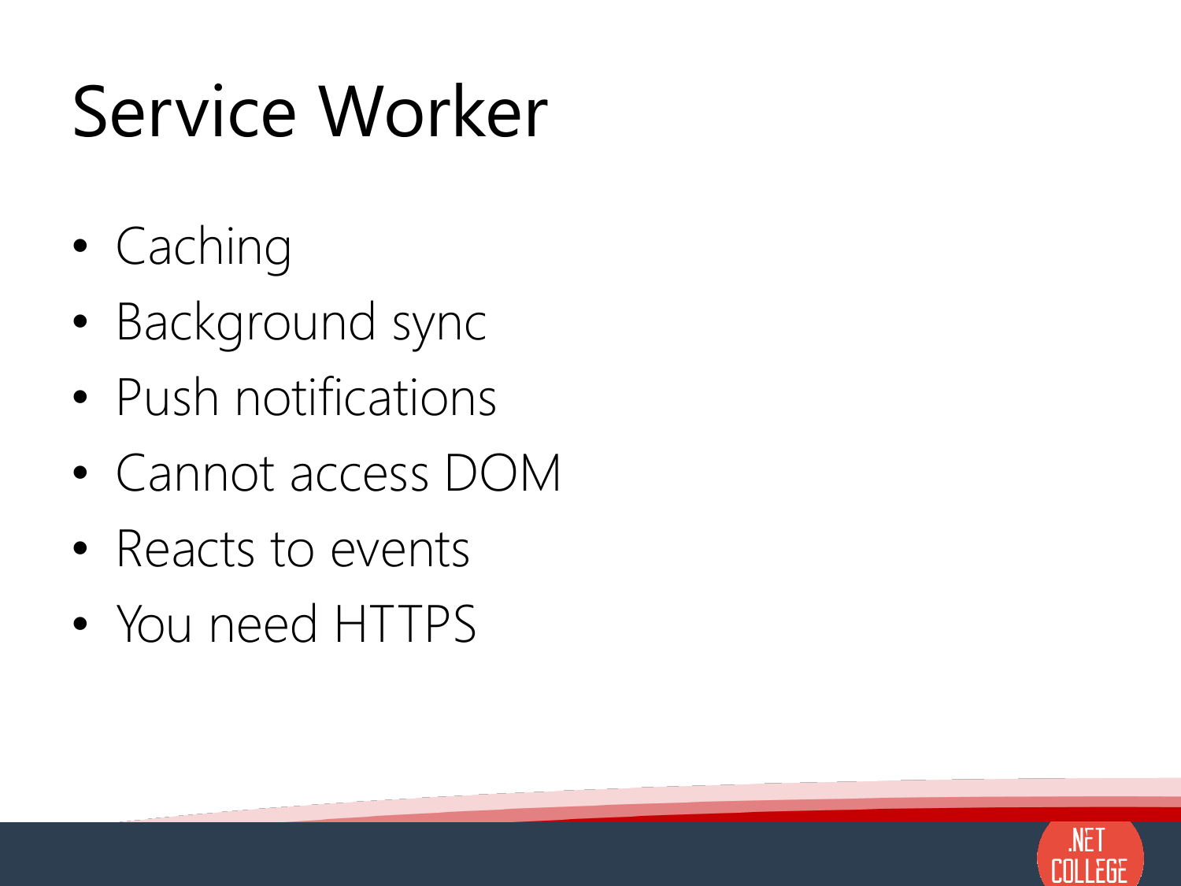# Service Worker

- Caching
- Background sync
- Push notifications
- Cannot access DOM
- Reacts to events
- You need HTTPS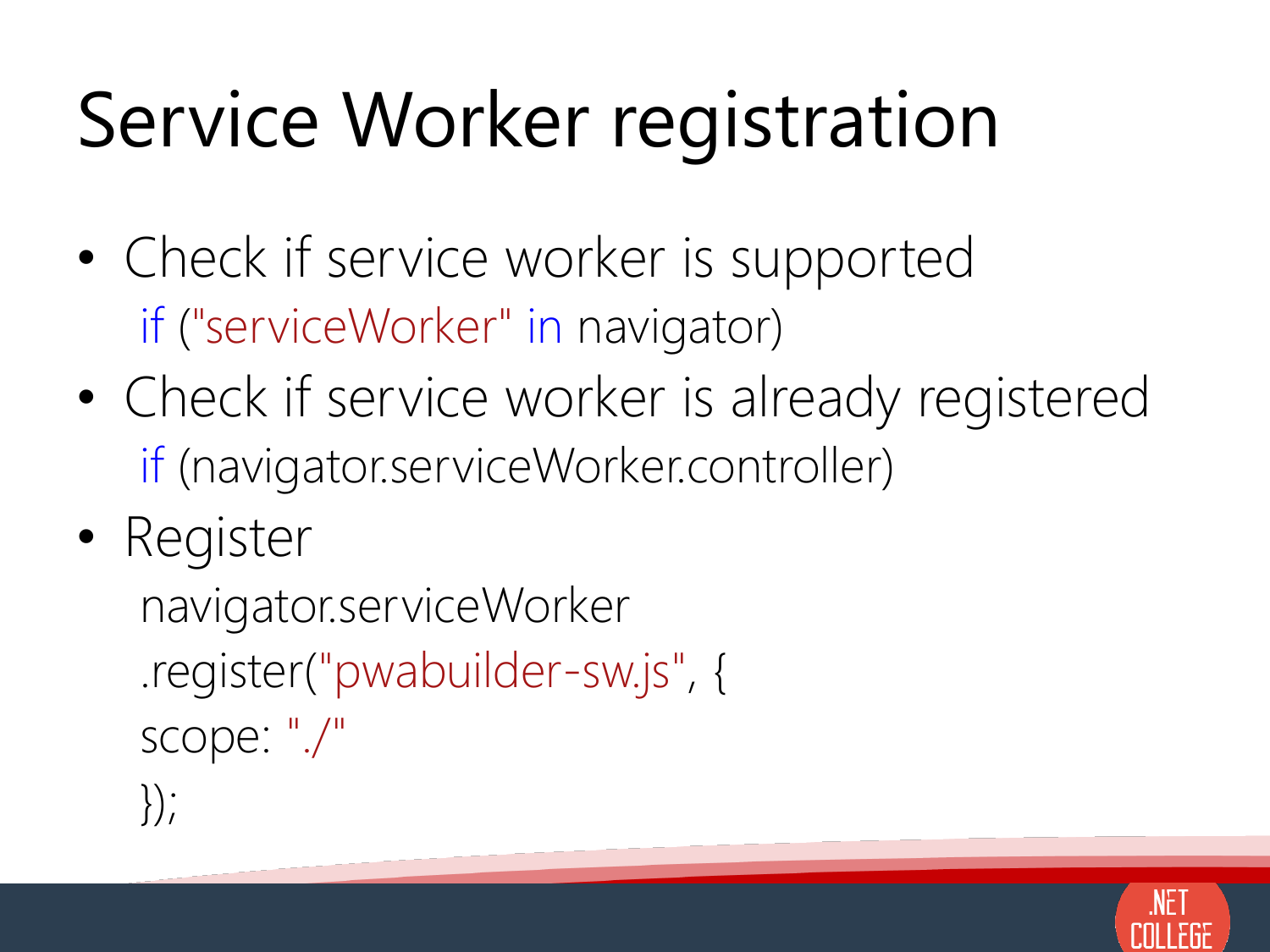# Service Worker registration

- Check if service worker is supported

```
if ("serviceWorker" in navigator)
```

- Check if service worker is already registered

```
if (navigator.serviceWorker.controller)
```

- Register

```
navigator.serviceWorker
.register("pwabuilder-sw.js", {
scope: "./"
});
```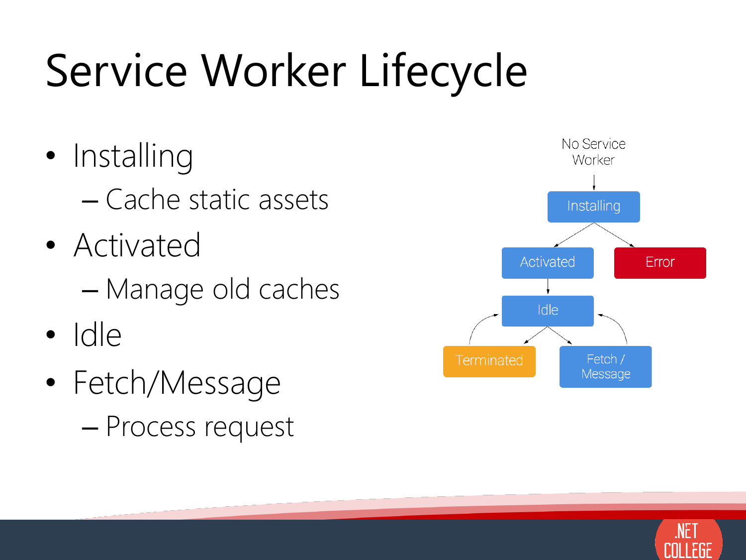# Service Worker Lifecycle

- Installing
  - Cache static assets
- Activated
  - Manage old caches
- Idle
- Fetch/Message
  - Process request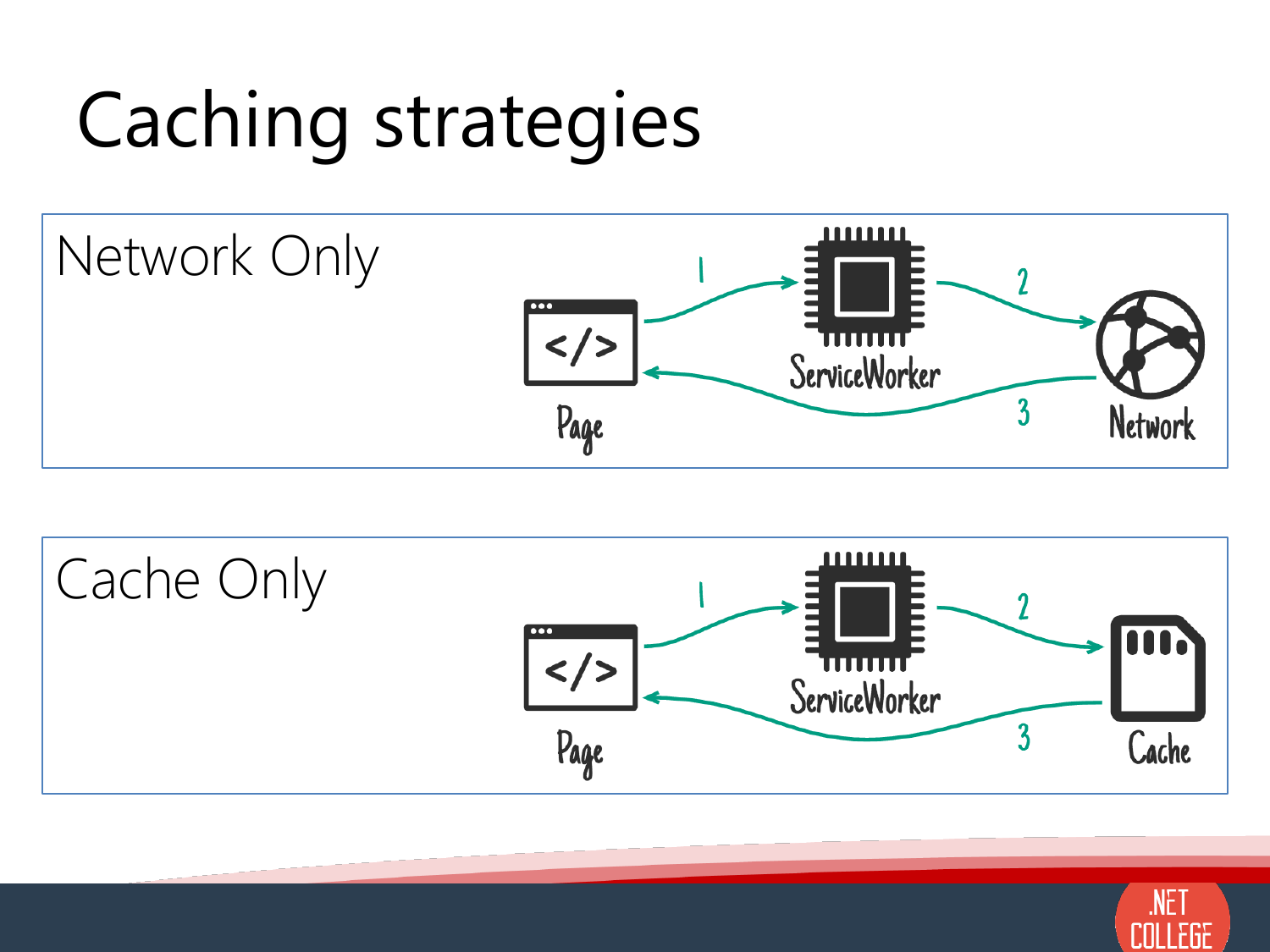# Caching strategies

## Network Only

## Cache Only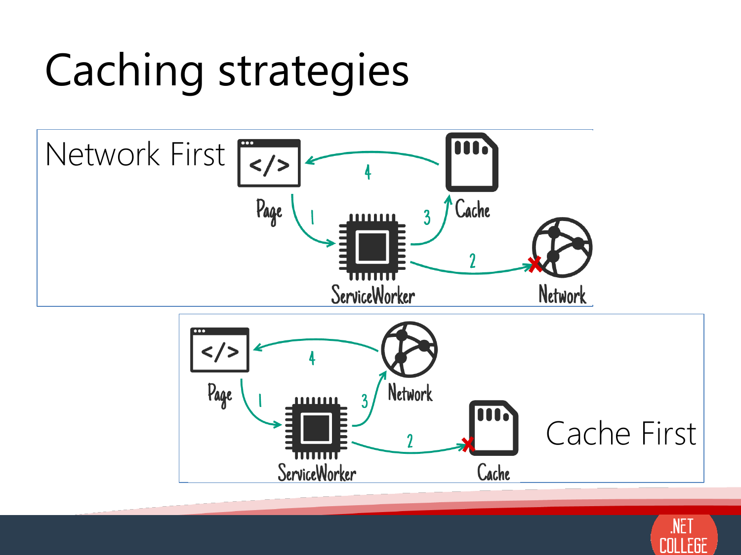# Caching strategies

## Network First

Page → (1) ServiceWorker → (2) Network ✗ → (3) Cache → (4) Page

## Cache First

Page → (1) ServiceWorker → (2) Cache ✗ → (3) Network → (4) Page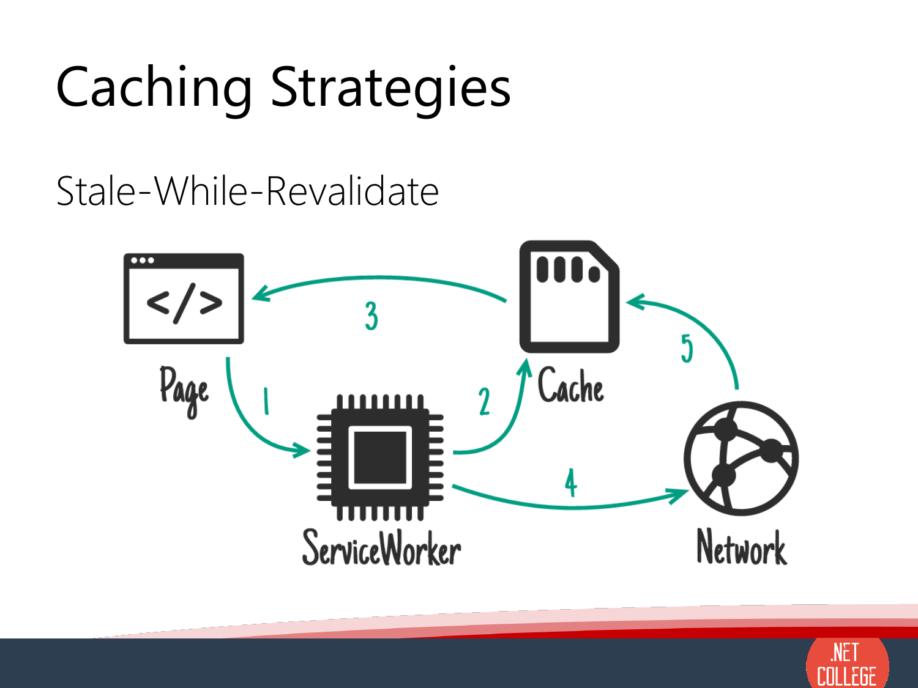# Caching Strategies

## Stale-While-Revalidate

Page

ServiceWorker

Cache

Network

1 2 3 4 5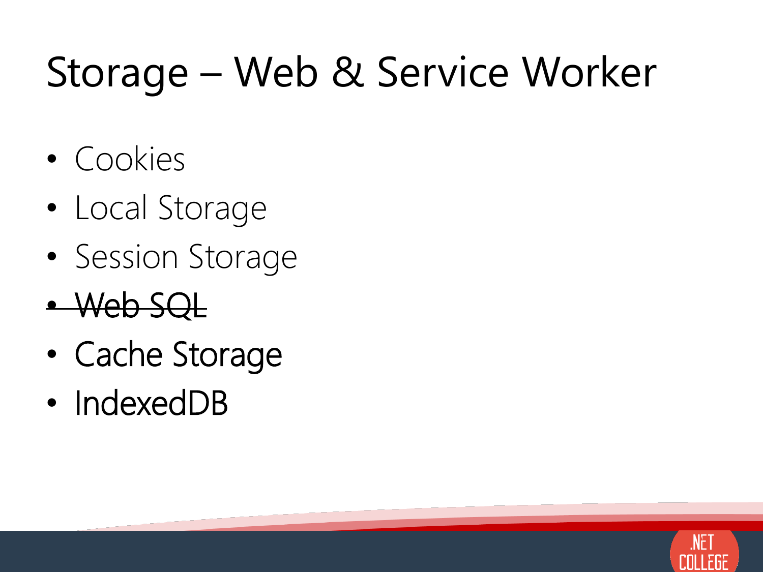# Storage – Web & Service Worker

- Cookies
- Local Storage
- Session Storage
- ~~Web SQL~~
- Cache Storage
- IndexedDB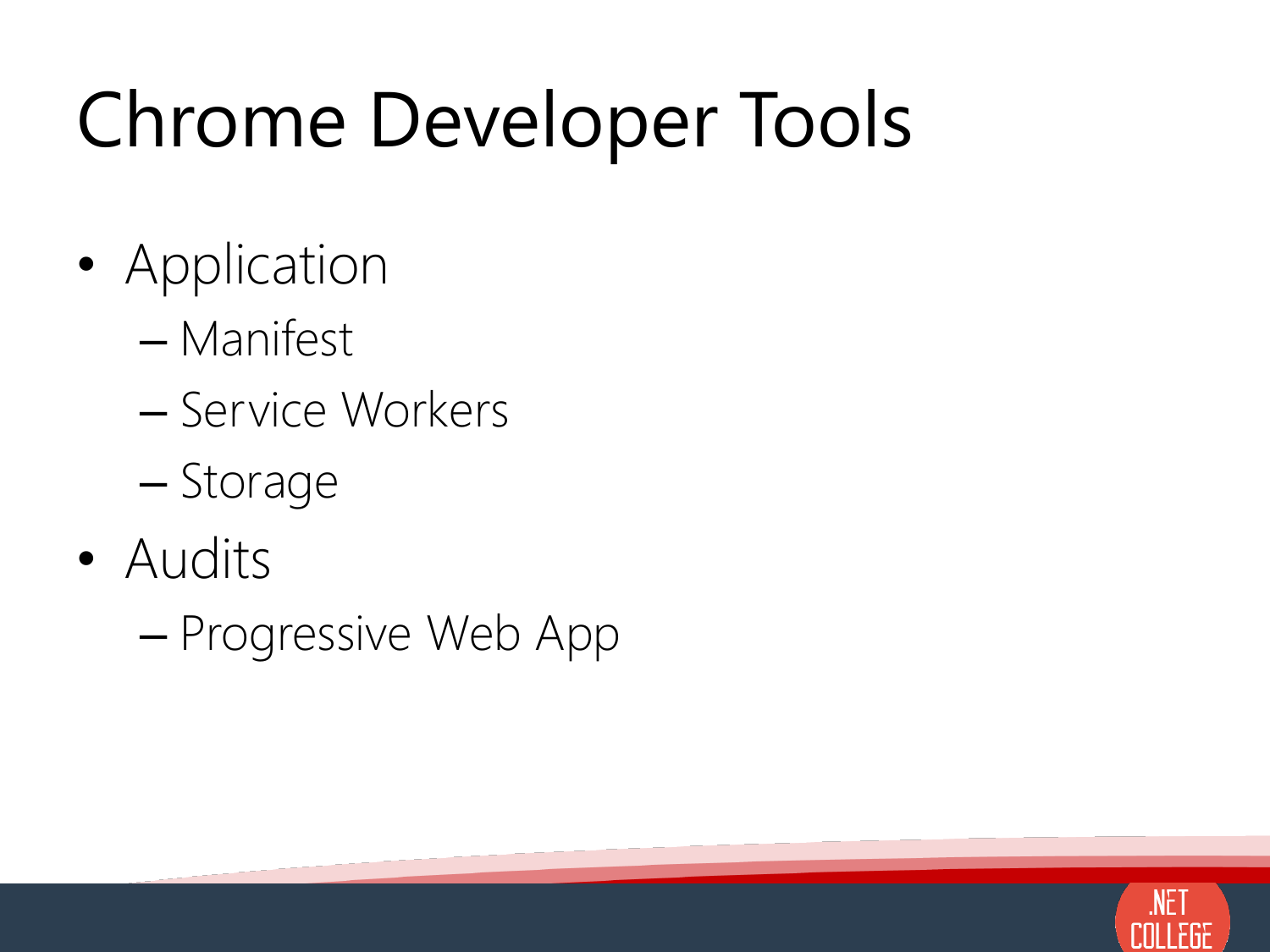# Chrome Developer Tools

- Application
  - Manifest
  - Service Workers
  - Storage
- Audits
  - Progressive Web App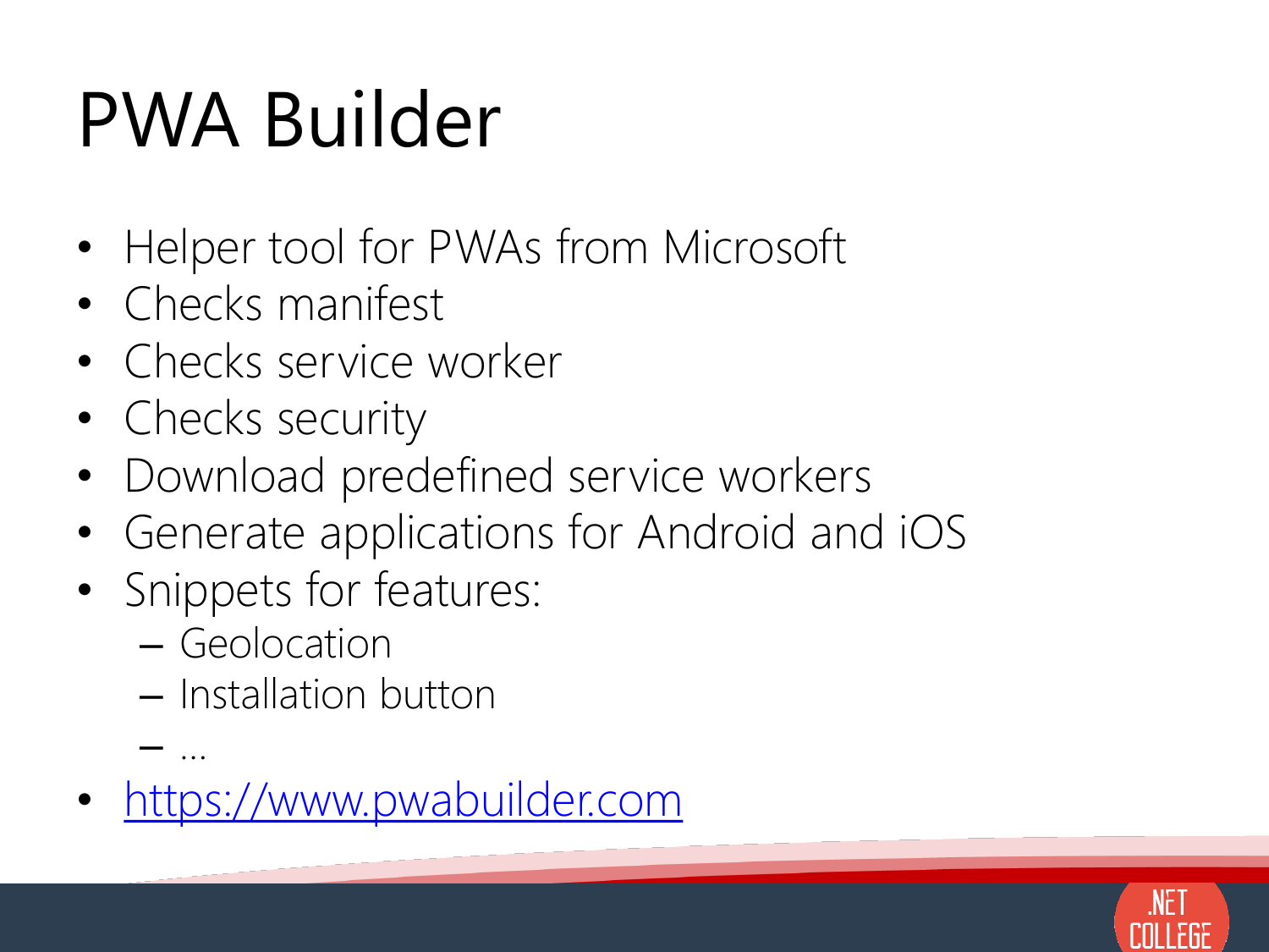# PWA Builder

- Helper tool for PWAs from Microsoft
- Checks manifest
- Checks service worker
- Checks security
- Download predefined service workers
- Generate applications for Android and iOS
- Snippets for features:
  - Geolocation
  - Installation button
  - …
- https://www.pwabuilder.com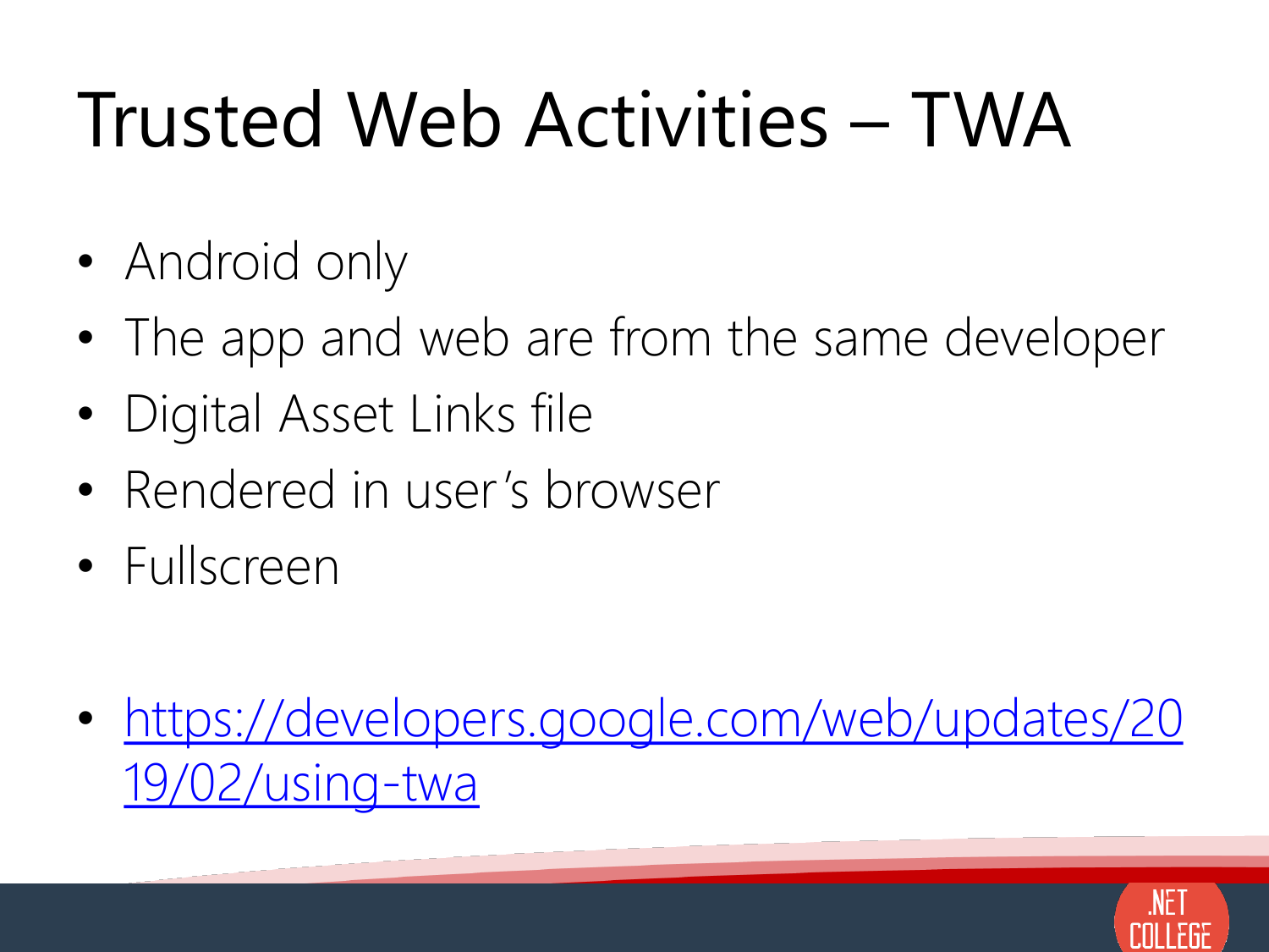# Trusted Web Activities – TWA

- Android only
- The app and web are from the same developer
- Digital Asset Links file
- Rendered in user's browser
- Fullscreen

- [https://developers.google.com/web/updates/2019/02/using-twa](https://developers.google.com/web/updates/2019/02/using-twa)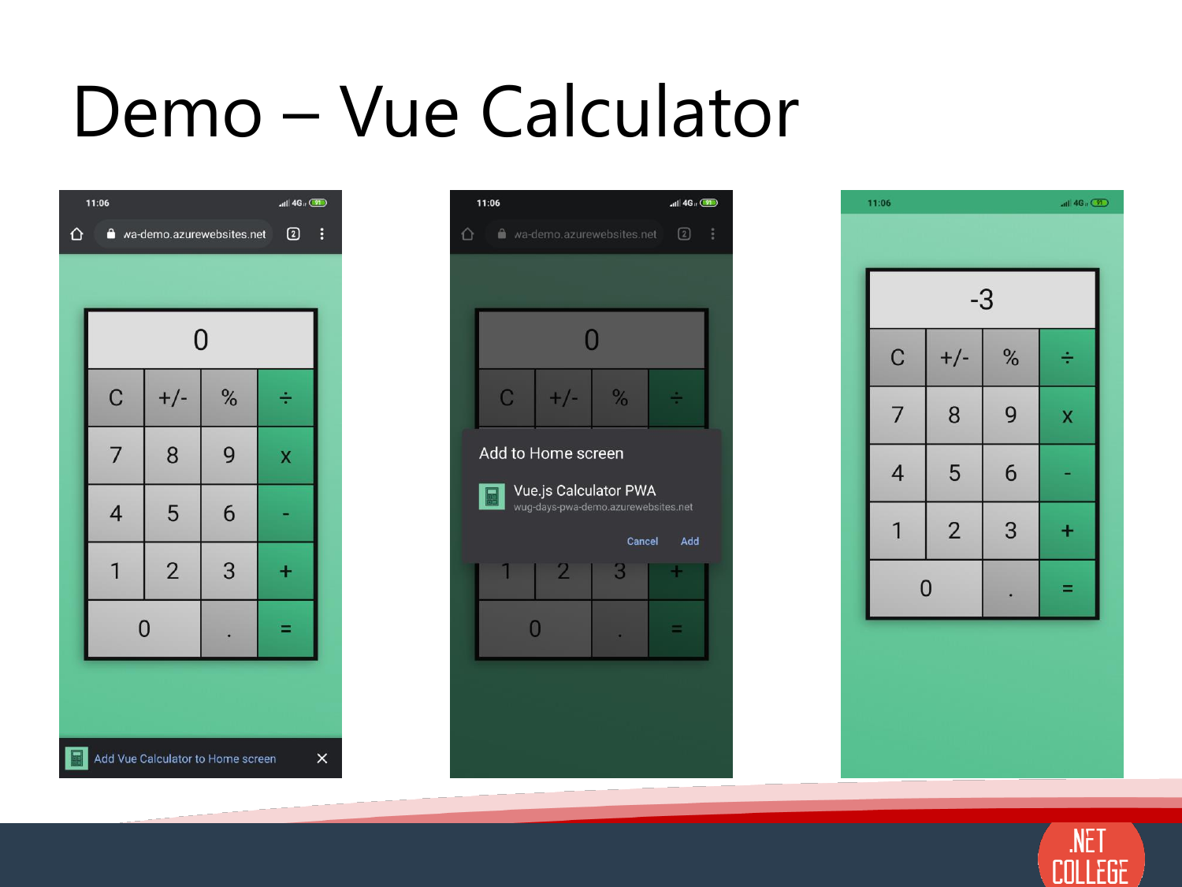# Demo – Vue Calculator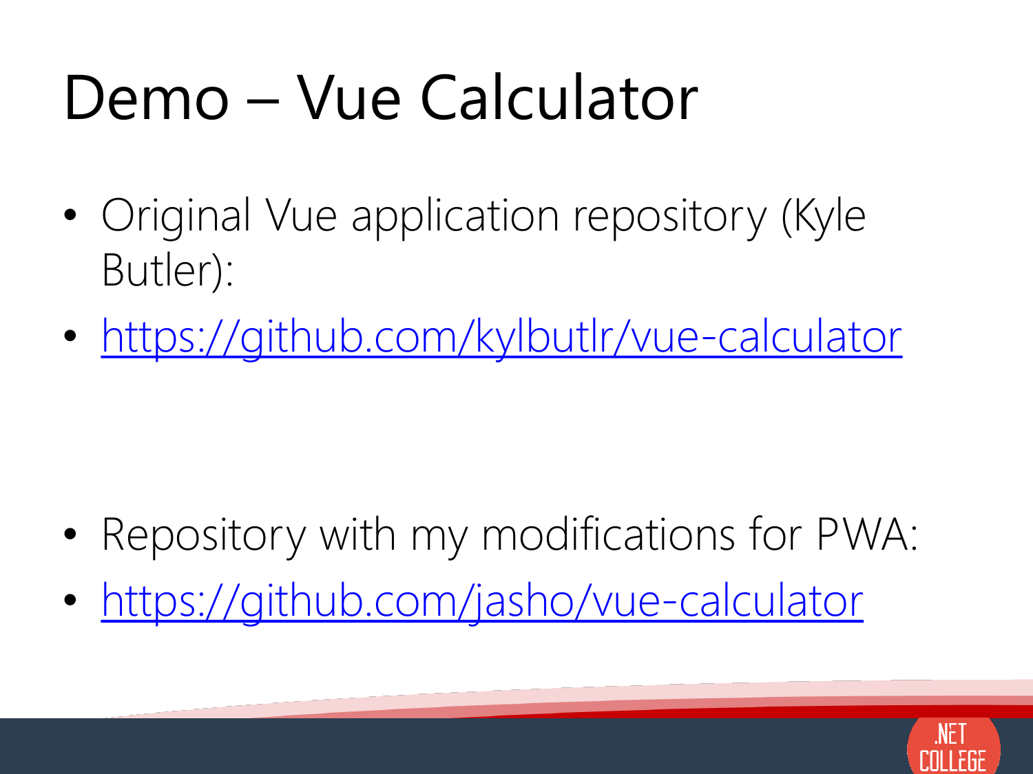# Demo – Vue Calculator

- Original Vue application repository (Kyle Butler):
- https://github.com/kylbutlr/vue-calculator

- Repository with my modifications for PWA:
- https://github.com/jasho/vue-calculator